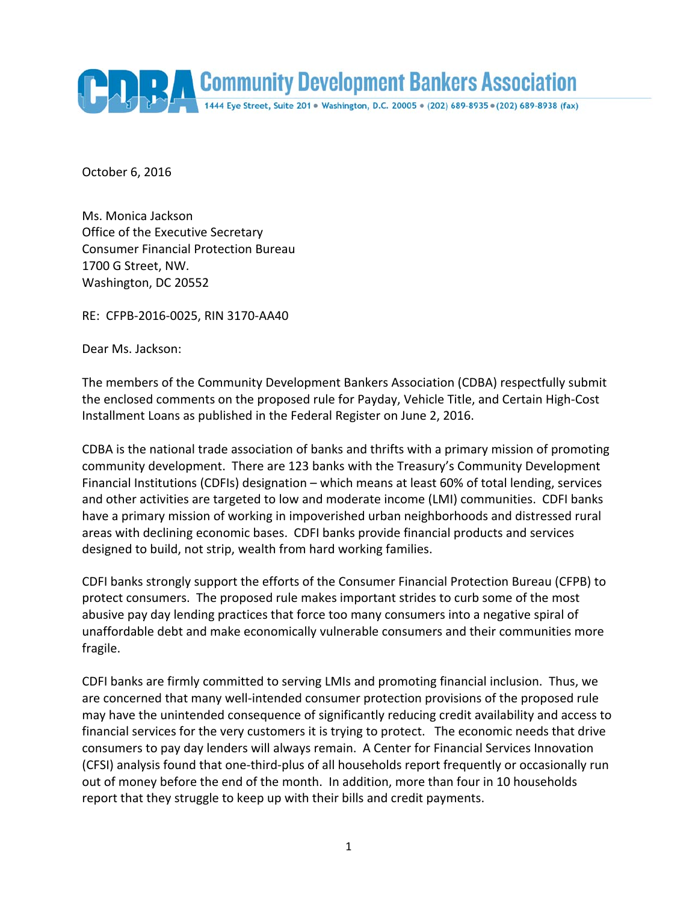# Community Development Bankers Association

1444 Eye Street, Suite 201 • Washington, D.C. 20005 • (202) 689-8935 • (202) 689-8938 (fax)

October 6, 2016

Ms. Monica Jackson
Office of the Executive Secretary
Consumer Financial Protection Bureau
1700 G Street, NW.
Washington, DC 20552

RE: CFPB-2016-0025, RIN 3170-AA40

Dear Ms. Jackson:

The members of the Community Development Bankers Association (CDBA) respectfully submit the enclosed comments on the proposed rule for Payday, Vehicle Title, and Certain High-Cost Installment Loans as published in the Federal Register on June 2, 2016.

CDBA is the national trade association of banks and thrifts with a primary mission of promoting community development. There are 123 banks with the Treasury's Community Development Financial Institutions (CDFIs) designation – which means at least 60% of total lending, services and other activities are targeted to low and moderate income (LMI) communities. CDFI banks have a primary mission of working in impoverished urban neighborhoods and distressed rural areas with declining economic bases. CDFI banks provide financial products and services designed to build, not strip, wealth from hard working families.

CDFI banks strongly support the efforts of the Consumer Financial Protection Bureau (CFPB) to protect consumers. The proposed rule makes important strides to curb some of the most abusive pay day lending practices that force too many consumers into a negative spiral of unaffordable debt and make economically vulnerable consumers and their communities more fragile.

CDFI banks are firmly committed to serving LMIs and promoting financial inclusion. Thus, we are concerned that many well-intended consumer protection provisions of the proposed rule may have the unintended consequence of significantly reducing credit availability and access to financial services for the very customers it is trying to protect. The economic needs that drive consumers to pay day lenders will always remain. A Center for Financial Services Innovation (CFSI) analysis found that one-third-plus of all households report frequently or occasionally run out of money before the end of the month. In addition, more than four in 10 households report that they struggle to keep up with their bills and credit payments.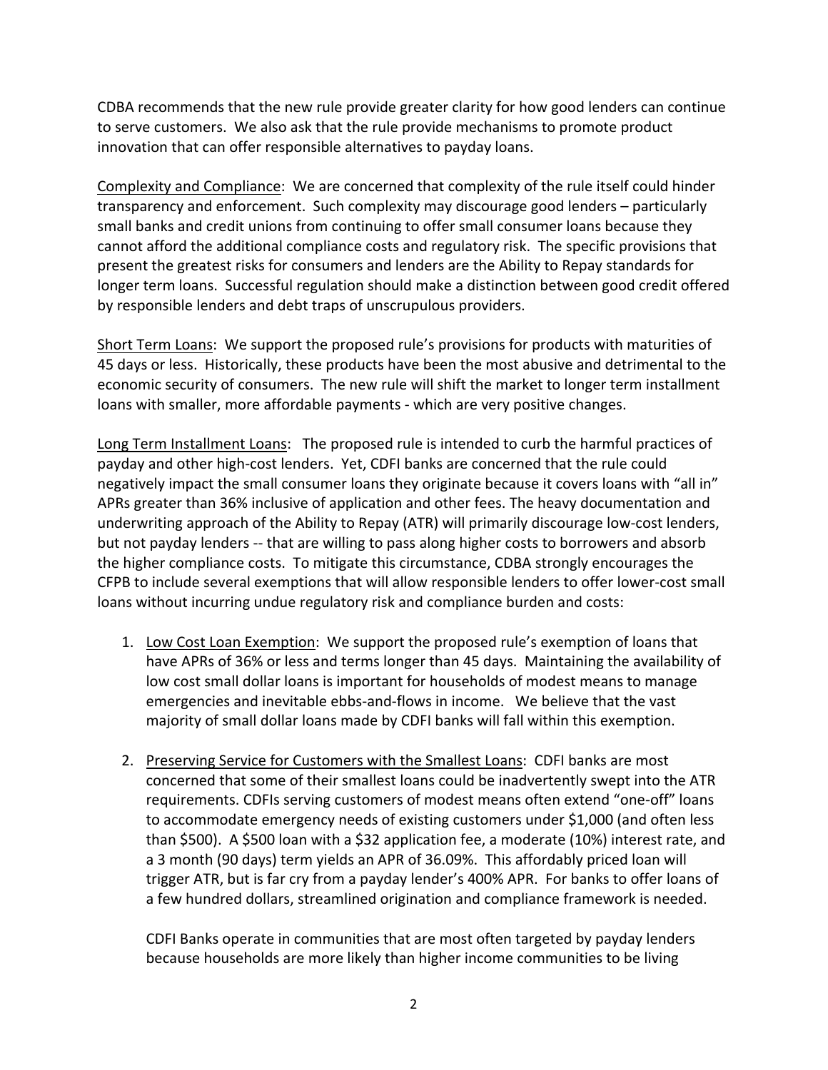CDBA recommends that the new rule provide greater clarity for how good lenders can continue to serve customers. We also ask that the rule provide mechanisms to promote product innovation that can offer responsible alternatives to payday loans.

Complexity and Compliance: We are concerned that complexity of the rule itself could hinder transparency and enforcement. Such complexity may discourage good lenders – particularly small banks and credit unions from continuing to offer small consumer loans because they cannot afford the additional compliance costs and regulatory risk. The specific provisions that present the greatest risks for consumers and lenders are the Ability to Repay standards for longer term loans. Successful regulation should make a distinction between good credit offered by responsible lenders and debt traps of unscrupulous providers.

Short Term Loans: We support the proposed rule's provisions for products with maturities of 45 days or less. Historically, these products have been the most abusive and detrimental to the economic security of consumers. The new rule will shift the market to longer term installment loans with smaller, more affordable payments - which are very positive changes.

Long Term Installment Loans: The proposed rule is intended to curb the harmful practices of payday and other high-cost lenders. Yet, CDFI banks are concerned that the rule could negatively impact the small consumer loans they originate because it covers loans with "all in" APRs greater than 36% inclusive of application and other fees. The heavy documentation and underwriting approach of the Ability to Repay (ATR) will primarily discourage low-cost lenders, but not payday lenders -- that are willing to pass along higher costs to borrowers and absorb the higher compliance costs. To mitigate this circumstance, CDBA strongly encourages the CFPB to include several exemptions that will allow responsible lenders to offer lower-cost small loans without incurring undue regulatory risk and compliance burden and costs:

1. Low Cost Loan Exemption: We support the proposed rule's exemption of loans that have APRs of 36% or less and terms longer than 45 days. Maintaining the availability of low cost small dollar loans is important for households of modest means to manage emergencies and inevitable ebbs-and-flows in income. We believe that the vast majority of small dollar loans made by CDFI banks will fall within this exemption.

2. Preserving Service for Customers with the Smallest Loans: CDFI banks are most concerned that some of their smallest loans could be inadvertently swept into the ATR requirements. CDFIs serving customers of modest means often extend "one-off" loans to accommodate emergency needs of existing customers under $1,000 (and often less than $500). A $500 loan with a $32 application fee, a moderate (10%) interest rate, and a 3 month (90 days) term yields an APR of 36.09%. This affordably priced loan will trigger ATR, but is far cry from a payday lender's 400% APR. For banks to offer loans of a few hundred dollars, streamlined origination and compliance framework is needed.

   CDFI Banks operate in communities that are most often targeted by payday lenders because households are more likely than higher income communities to be living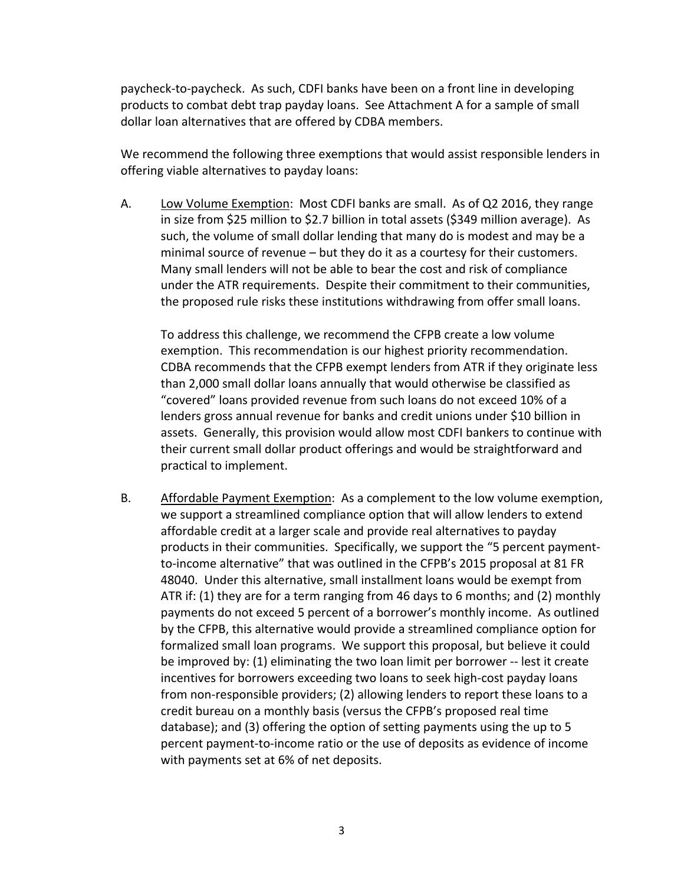paycheck-to-paycheck. As such, CDFI banks have been on a front line in developing products to combat debt trap payday loans. See Attachment A for a sample of small dollar loan alternatives that are offered by CDBA members.

We recommend the following three exemptions that would assist responsible lenders in offering viable alternatives to payday loans:

A. <u>Low Volume Exemption</u>: Most CDFI banks are small. As of Q2 2016, they range in size from $25 million to $2.7 billion in total assets ($349 million average). As such, the volume of small dollar lending that many do is modest and may be a minimal source of revenue – but they do it as a courtesy for their customers. Many small lenders will not be able to bear the cost and risk of compliance under the ATR requirements. Despite their commitment to their communities, the proposed rule risks these institutions withdrawing from offer small loans.

   To address this challenge, we recommend the CFPB create a low volume exemption. This recommendation is our highest priority recommendation. CDBA recommends that the CFPB exempt lenders from ATR if they originate less than 2,000 small dollar loans annually that would otherwise be classified as "covered" loans provided revenue from such loans do not exceed 10% of a lenders gross annual revenue for banks and credit unions under $10 billion in assets. Generally, this provision would allow most CDFI bankers to continue with their current small dollar product offerings and would be straightforward and practical to implement.

B. <u>Affordable Payment Exemption</u>: As a complement to the low volume exemption, we support a streamlined compliance option that will allow lenders to extend affordable credit at a larger scale and provide real alternatives to payday products in their communities. Specifically, we support the "5 percent payment-to-income alternative" that was outlined in the CFPB's 2015 proposal at 81 FR 48040. Under this alternative, small installment loans would be exempt from ATR if: (1) they are for a term ranging from 46 days to 6 months; and (2) monthly payments do not exceed 5 percent of a borrower's monthly income. As outlined by the CFPB, this alternative would provide a streamlined compliance option for formalized small loan programs. We support this proposal, but believe it could be improved by: (1) eliminating the two loan limit per borrower -- lest it create incentives for borrowers exceeding two loans to seek high-cost payday loans from non-responsible providers; (2) allowing lenders to report these loans to a credit bureau on a monthly basis (versus the CFPB's proposed real time database); and (3) offering the option of setting payments using the up to 5 percent payment-to-income ratio or the use of deposits as evidence of income with payments set at 6% of net deposits.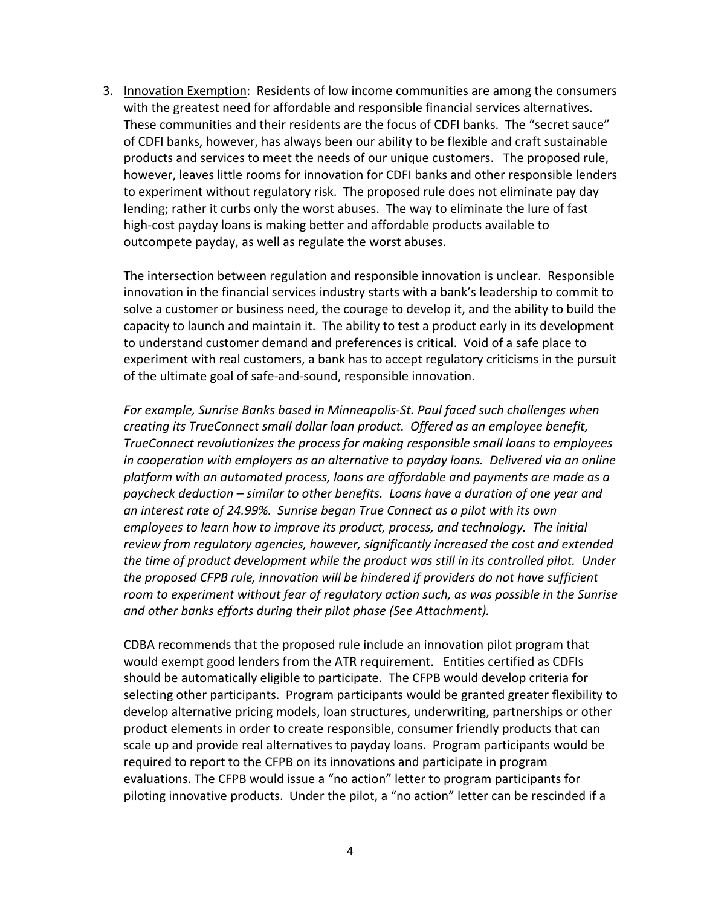3. <u>Innovation Exemption</u>: Residents of low income communities are among the consumers with the greatest need for affordable and responsible financial services alternatives. These communities and their residents are the focus of CDFI banks. The "secret sauce" of CDFI banks, however, has always been our ability to be flexible and craft sustainable products and services to meet the needs of our unique customers. The proposed rule, however, leaves little rooms for innovation for CDFI banks and other responsible lenders to experiment without regulatory risk. The proposed rule does not eliminate pay day lending; rather it curbs only the worst abuses. The way to eliminate the lure of fast high-cost payday loans is making better and affordable products available to outcompete payday, as well as regulate the worst abuses.

   The intersection between regulation and responsible innovation is unclear. Responsible innovation in the financial services industry starts with a bank's leadership to commit to solve a customer or business need, the courage to develop it, and the ability to build the capacity to launch and maintain it. The ability to test a product early in its development to understand customer demand and preferences is critical. Void of a safe place to experiment with real customers, a bank has to accept regulatory criticisms in the pursuit of the ultimate goal of safe-and-sound, responsible innovation.

   *For example, Sunrise Banks based in Minneapolis-St. Paul faced such challenges when creating its TrueConnect small dollar loan product. Offered as an employee benefit, TrueConnect revolutionizes the process for making responsible small loans to employees in cooperation with employers as an alternative to payday loans. Delivered via an online platform with an automated process, loans are affordable and payments are made as a paycheck deduction – similar to other benefits. Loans have a duration of one year and an interest rate of 24.99%. Sunrise began True Connect as a pilot with its own employees to learn how to improve its product, process, and technology. The initial review from regulatory agencies, however, significantly increased the cost and extended the time of product development while the product was still in its controlled pilot. Under the proposed CFPB rule, innovation will be hindered if providers do not have sufficient room to experiment without fear of regulatory action such, as was possible in the Sunrise and other banks efforts during their pilot phase (See Attachment).*

   CDBA recommends that the proposed rule include an innovation pilot program that would exempt good lenders from the ATR requirement. Entities certified as CDFIs should be automatically eligible to participate. The CFPB would develop criteria for selecting other participants. Program participants would be granted greater flexibility to develop alternative pricing models, loan structures, underwriting, partnerships or other product elements in order to create responsible, consumer friendly products that can scale up and provide real alternatives to payday loans. Program participants would be required to report to the CFPB on its innovations and participate in program evaluations. The CFPB would issue a "no action" letter to program participants for piloting innovative products. Under the pilot, a "no action" letter can be rescinded if a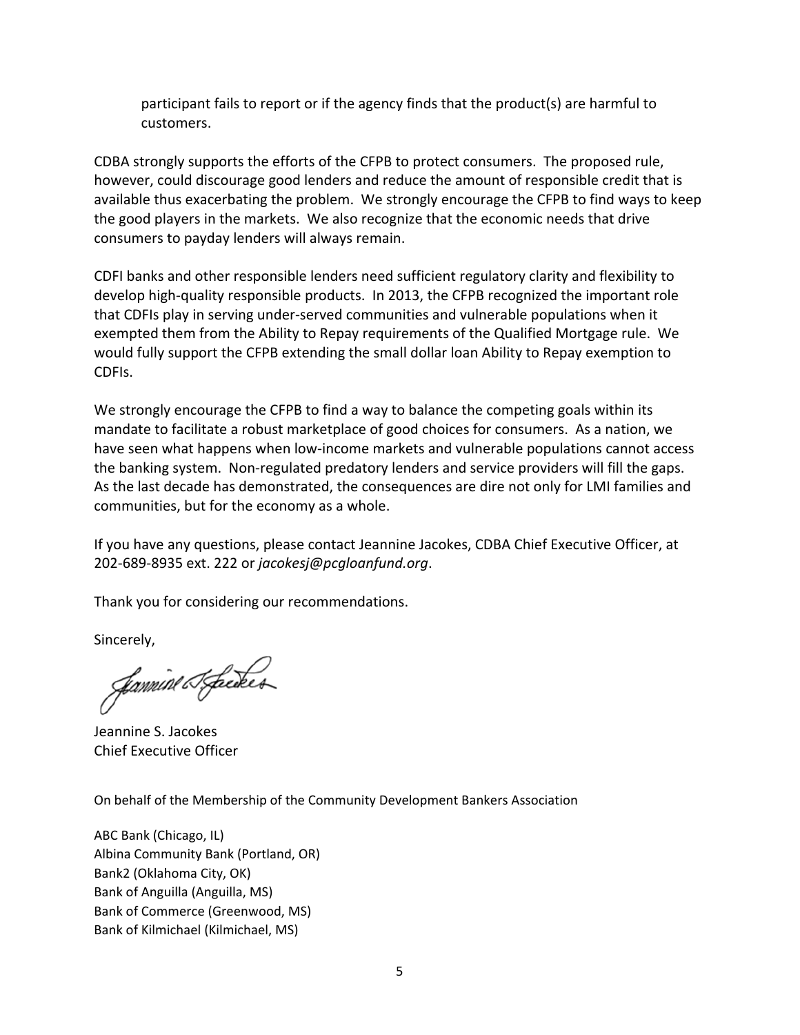participant fails to report or if the agency finds that the product(s) are harmful to customers.

CDBA strongly supports the efforts of the CFPB to protect consumers. The proposed rule, however, could discourage good lenders and reduce the amount of responsible credit that is available thus exacerbating the problem. We strongly encourage the CFPB to find ways to keep the good players in the markets. We also recognize that the economic needs that drive consumers to payday lenders will always remain.

CDFI banks and other responsible lenders need sufficient regulatory clarity and flexibility to develop high-quality responsible products. In 2013, the CFPB recognized the important role that CDFIs play in serving under-served communities and vulnerable populations when it exempted them from the Ability to Repay requirements of the Qualified Mortgage rule. We would fully support the CFPB extending the small dollar loan Ability to Repay exemption to CDFIs.

We strongly encourage the CFPB to find a way to balance the competing goals within its mandate to facilitate a robust marketplace of good choices for consumers. As a nation, we have seen what happens when low-income markets and vulnerable populations cannot access the banking system. Non-regulated predatory lenders and service providers will fill the gaps. As the last decade has demonstrated, the consequences are dire not only for LMI families and communities, but for the economy as a whole.

If you have any questions, please contact Jeannine Jacokes, CDBA Chief Executive Officer, at 202-689-8935 ext. 222 or *jacokesj@pcgloanfund.org*.

Thank you for considering our recommendations.

Sincerely,

Jeannine S. Jacokes
Chief Executive Officer

On behalf of the Membership of the Community Development Bankers Association

ABC Bank (Chicago, IL)
Albina Community Bank (Portland, OR)
Bank2 (Oklahoma City, OK)
Bank of Anguilla (Anguilla, MS)
Bank of Commerce (Greenwood, MS)
Bank of Kilmichael (Kilmichael, MS)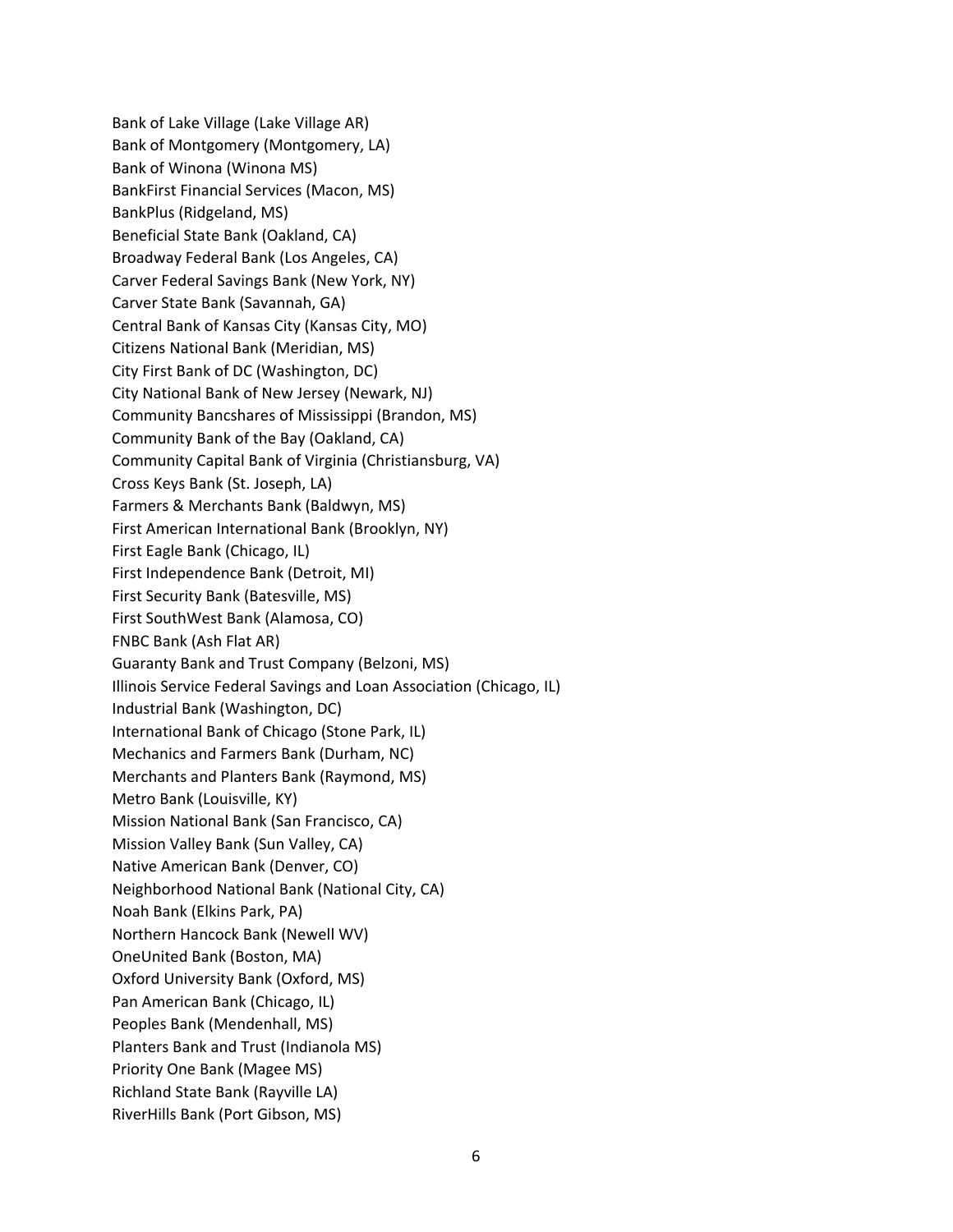Bank of Lake Village (Lake Village AR)
Bank of Montgomery (Montgomery, LA)
Bank of Winona (Winona MS)
BankFirst Financial Services (Macon, MS)
BankPlus (Ridgeland, MS)
Beneficial State Bank (Oakland, CA)
Broadway Federal Bank (Los Angeles, CA)
Carver Federal Savings Bank (New York, NY)
Carver State Bank (Savannah, GA)
Central Bank of Kansas City (Kansas City, MO)
Citizens National Bank (Meridian, MS)
City First Bank of DC (Washington, DC)
City National Bank of New Jersey (Newark, NJ)
Community Bancshares of Mississippi (Brandon, MS)
Community Bank of the Bay (Oakland, CA)
Community Capital Bank of Virginia (Christiansburg, VA)
Cross Keys Bank (St. Joseph, LA)
Farmers & Merchants Bank (Baldwyn, MS)
First American International Bank (Brooklyn, NY)
First Eagle Bank (Chicago, IL)
First Independence Bank (Detroit, MI)
First Security Bank (Batesville, MS)
First SouthWest Bank (Alamosa, CO)
FNBC Bank (Ash Flat AR)
Guaranty Bank and Trust Company (Belzoni, MS)
Illinois Service Federal Savings and Loan Association (Chicago, IL)
Industrial Bank (Washington, DC)
International Bank of Chicago (Stone Park, IL)
Mechanics and Farmers Bank (Durham, NC)
Merchants and Planters Bank (Raymond, MS)
Metro Bank (Louisville, KY)
Mission National Bank (San Francisco, CA)
Mission Valley Bank (Sun Valley, CA)
Native American Bank (Denver, CO)
Neighborhood National Bank (National City, CA)
Noah Bank (Elkins Park, PA)
Northern Hancock Bank (Newell WV)
OneUnited Bank (Boston, MA)
Oxford University Bank (Oxford, MS)
Pan American Bank (Chicago, IL)
Peoples Bank (Mendenhall, MS)
Planters Bank and Trust (Indianola MS)
Priority One Bank (Magee MS)
Richland State Bank (Rayville LA)
RiverHills Bank (Port Gibson, MS)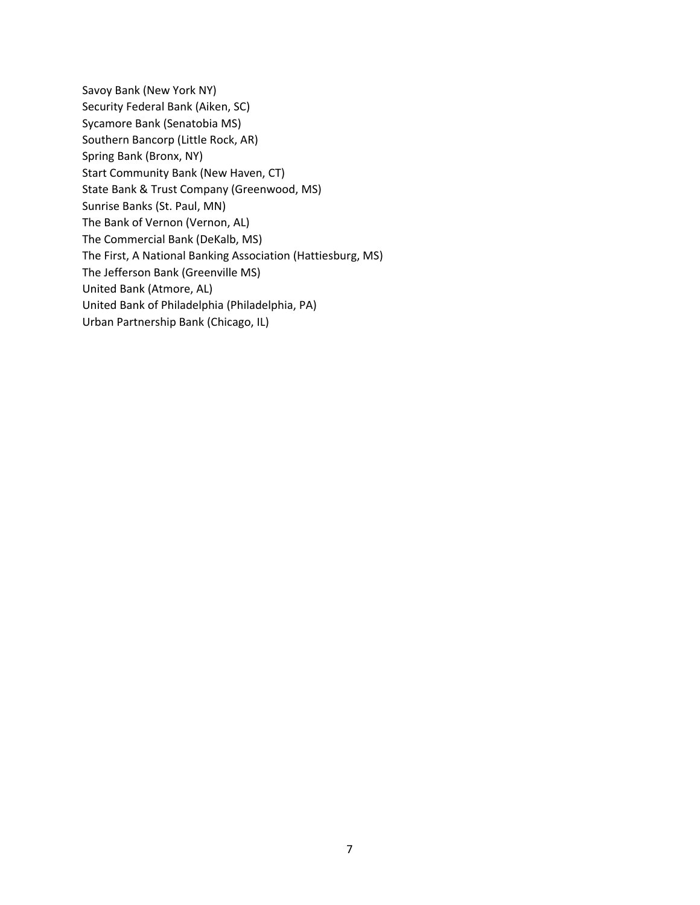Savoy Bank (New York NY)
Security Federal Bank (Aiken, SC)
Sycamore Bank (Senatobia MS)
Southern Bancorp (Little Rock, AR)
Spring Bank (Bronx, NY)
Start Community Bank (New Haven, CT)
State Bank & Trust Company (Greenwood, MS)
Sunrise Banks (St. Paul, MN)
The Bank of Vernon (Vernon, AL)
The Commercial Bank (DeKalb, MS)
The First, A National Banking Association (Hattiesburg, MS)
The Jefferson Bank (Greenville MS)
United Bank (Atmore, AL)
United Bank of Philadelphia (Philadelphia, PA)
Urban Partnership Bank (Chicago, IL)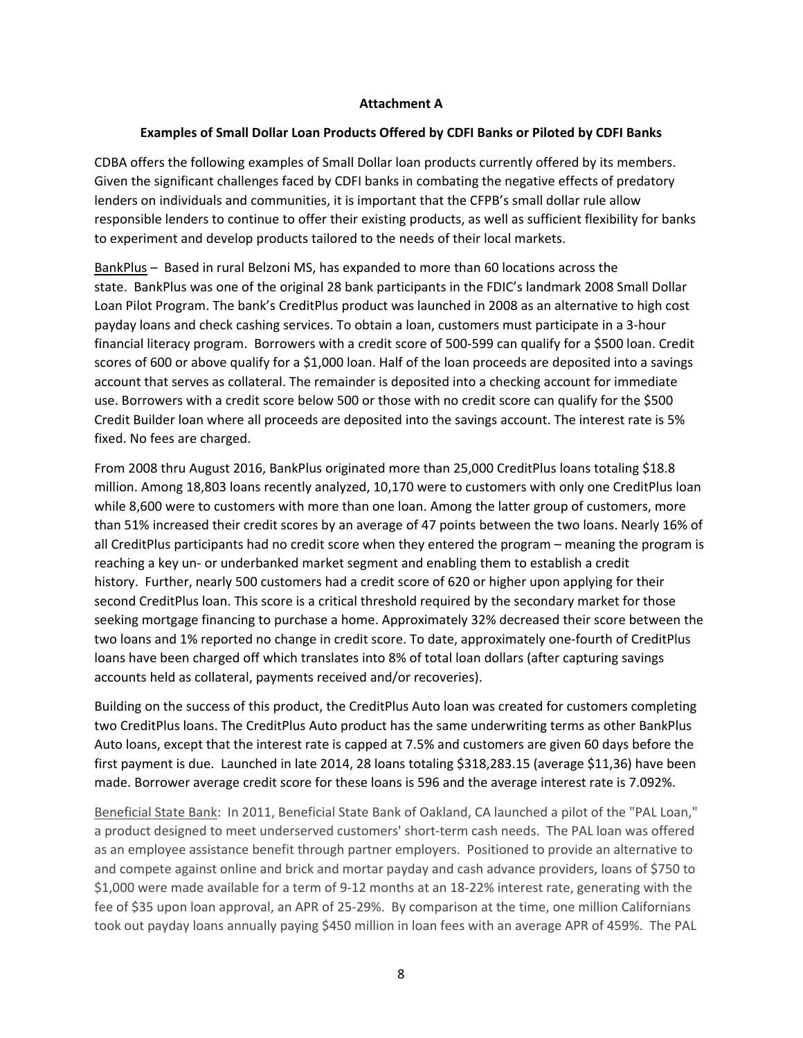**Attachment A**

**Examples of Small Dollar Loan Products Offered by CDFI Banks or Piloted by CDFI Banks**

CDBA offers the following examples of Small Dollar loan products currently offered by its members. Given the significant challenges faced by CDFI banks in combating the negative effects of predatory lenders on individuals and communities, it is important that the CFPB's small dollar rule allow responsible lenders to continue to offer their existing products, as well as sufficient flexibility for banks to experiment and develop products tailored to the needs of their local markets.

BankPlus – Based in rural Belzoni MS, has expanded to more than 60 locations across the state. BankPlus was one of the original 28 bank participants in the FDIC's landmark 2008 Small Dollar Loan Pilot Program. The bank's CreditPlus product was launched in 2008 as an alternative to high cost payday loans and check cashing services. To obtain a loan, customers must participate in a 3-hour financial literacy program. Borrowers with a credit score of 500-599 can qualify for a $500 loan. Credit scores of 600 or above qualify for a $1,000 loan. Half of the loan proceeds are deposited into a savings account that serves as collateral. The remainder is deposited into a checking account for immediate use. Borrowers with a credit score below 500 or those with no credit score can qualify for the $500 Credit Builder loan where all proceeds are deposited into the savings account. The interest rate is 5% fixed. No fees are charged.

From 2008 thru August 2016, BankPlus originated more than 25,000 CreditPlus loans totaling $18.8 million. Among 18,803 loans recently analyzed, 10,170 were to customers with only one CreditPlus loan while 8,600 were to customers with more than one loan. Among the latter group of customers, more than 51% increased their credit scores by an average of 47 points between the two loans. Nearly 16% of all CreditPlus participants had no credit score when they entered the program – meaning the program is reaching a key un- or underbanked market segment and enabling them to establish a credit history. Further, nearly 500 customers had a credit score of 620 or higher upon applying for their second CreditPlus loan. This score is a critical threshold required by the secondary market for those seeking mortgage financing to purchase a home. Approximately 32% decreased their score between the two loans and 1% reported no change in credit score. To date, approximately one-fourth of CreditPlus loans have been charged off which translates into 8% of total loan dollars (after capturing savings accounts held as collateral, payments received and/or recoveries).

Building on the success of this product, the CreditPlus Auto loan was created for customers completing two CreditPlus loans. The CreditPlus Auto product has the same underwriting terms as other BankPlus Auto loans, except that the interest rate is capped at 7.5% and customers are given 60 days before the first payment is due. Launched in late 2014, 28 loans totaling $318,283.15 (average $11,36) have been made. Borrower average credit score for these loans is 596 and the average interest rate is 7.092%.

Beneficial State Bank: In 2011, Beneficial State Bank of Oakland, CA launched a pilot of the "PAL Loan," a product designed to meet underserved customers' short-term cash needs. The PAL loan was offered as an employee assistance benefit through partner employers. Positioned to provide an alternative to and compete against online and brick and mortar payday and cash advance providers, loans of $750 to $1,000 were made available for a term of 9-12 months at an 18-22% interest rate, generating with the fee of $35 upon loan approval, an APR of 25-29%. By comparison at the time, one million Californians took out payday loans annually paying $450 million in loan fees with an average APR of 459%. The PAL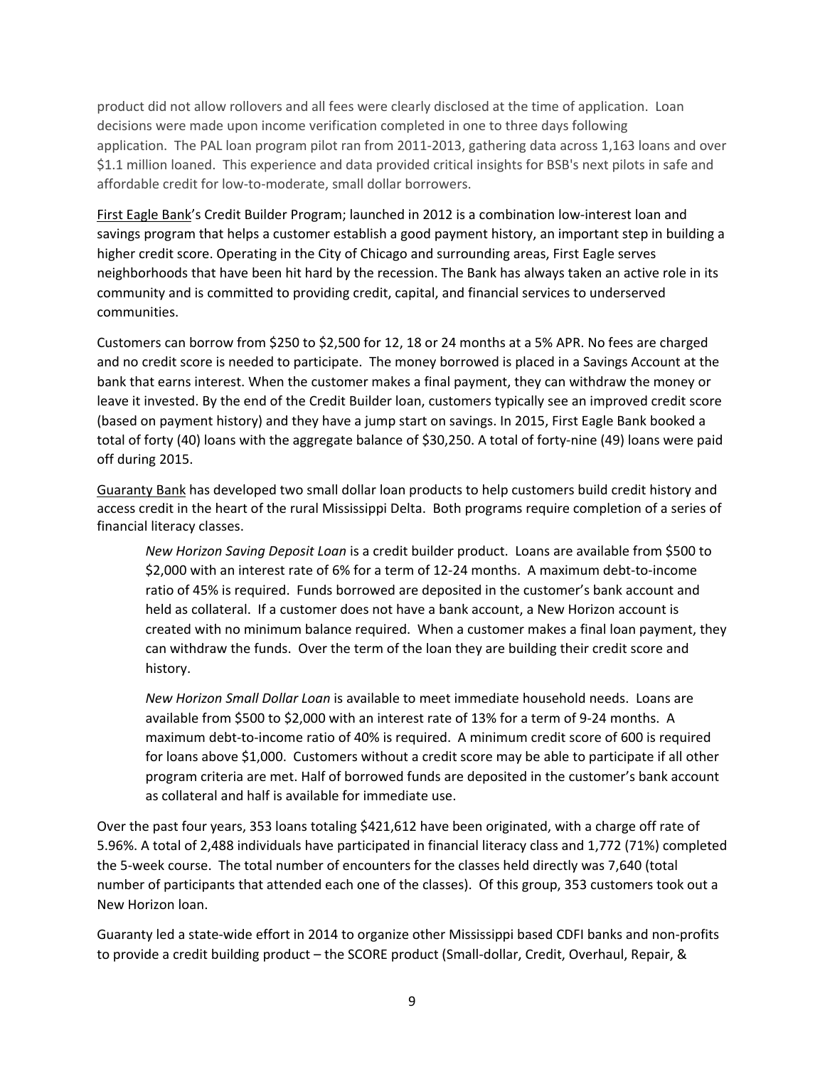product did not allow rollovers and all fees were clearly disclosed at the time of application. Loan decisions were made upon income verification completed in one to three days following application. The PAL loan program pilot ran from 2011-2013, gathering data across 1,163 loans and over $1.1 million loaned. This experience and data provided critical insights for BSB's next pilots in safe and affordable credit for low-to-moderate, small dollar borrowers.

First Eagle Bank's Credit Builder Program; launched in 2012 is a combination low-interest loan and savings program that helps a customer establish a good payment history, an important step in building a higher credit score. Operating in the City of Chicago and surrounding areas, First Eagle serves neighborhoods that have been hit hard by the recession. The Bank has always taken an active role in its community and is committed to providing credit, capital, and financial services to underserved communities.

Customers can borrow from $250 to $2,500 for 12, 18 or 24 months at a 5% APR. No fees are charged and no credit score is needed to participate. The money borrowed is placed in a Savings Account at the bank that earns interest. When the customer makes a final payment, they can withdraw the money or leave it invested. By the end of the Credit Builder loan, customers typically see an improved credit score (based on payment history) and they have a jump start on savings. In 2015, First Eagle Bank booked a total of forty (40) loans with the aggregate balance of $30,250. A total of forty-nine (49) loans were paid off during 2015.

Guaranty Bank has developed two small dollar loan products to help customers build credit history and access credit in the heart of the rural Mississippi Delta. Both programs require completion of a series of financial literacy classes.

> *New Horizon Saving Deposit Loan* is a credit builder product. Loans are available from $500 to $2,000 with an interest rate of 6% for a term of 12-24 months. A maximum debt-to-income ratio of 45% is required. Funds borrowed are deposited in the customer's bank account and held as collateral. If a customer does not have a bank account, a New Horizon account is created with no minimum balance required. When a customer makes a final loan payment, they can withdraw the funds. Over the term of the loan they are building their credit score and history.
>
> *New Horizon Small Dollar Loan* is available to meet immediate household needs. Loans are available from $500 to $2,000 with an interest rate of 13% for a term of 9-24 months. A maximum debt-to-income ratio of 40% is required. A minimum credit score of 600 is required for loans above $1,000. Customers without a credit score may be able to participate if all other program criteria are met. Half of borrowed funds are deposited in the customer's bank account as collateral and half is available for immediate use.

Over the past four years, 353 loans totaling $421,612 have been originated, with a charge off rate of 5.96%. A total of 2,488 individuals have participated in financial literacy class and 1,772 (71%) completed the 5-week course. The total number of encounters for the classes held directly was 7,640 (total number of participants that attended each one of the classes). Of this group, 353 customers took out a New Horizon loan.

Guaranty led a state-wide effort in 2014 to organize other Mississippi based CDFI banks and non-profits to provide a credit building product – the SCORE product (Small-dollar, Credit, Overhaul, Repair, &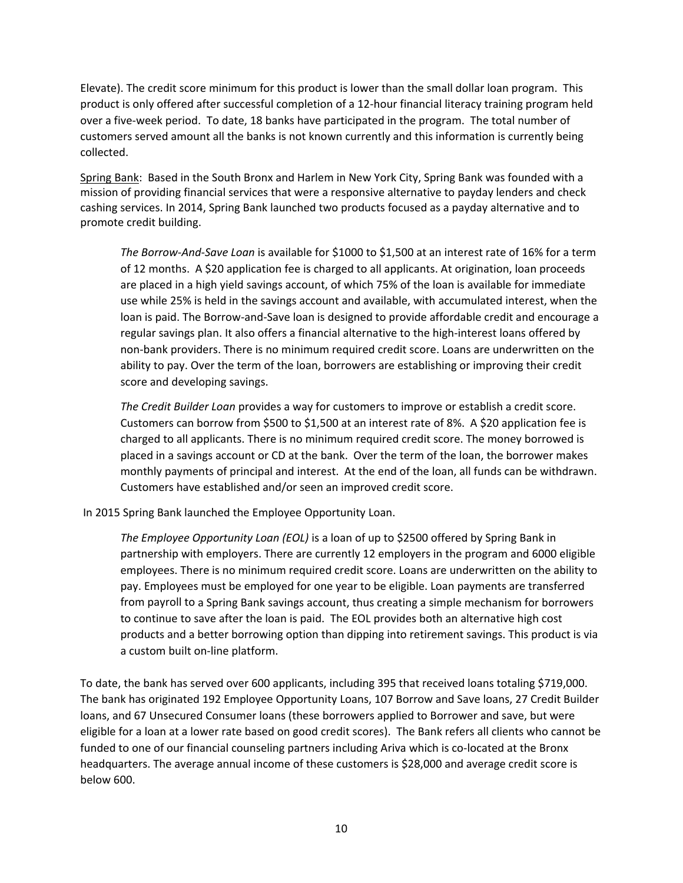Elevate). The credit score minimum for this product is lower than the small dollar loan program. This product is only offered after successful completion of a 12-hour financial literacy training program held over a five-week period. To date, 18 banks have participated in the program. The total number of customers served amount all the banks is not known currently and this information is currently being collected.

<u>Spring Bank</u>: Based in the South Bronx and Harlem in New York City, Spring Bank was founded with a mission of providing financial services that were a responsive alternative to payday lenders and check cashing services. In 2014, Spring Bank launched two products focused as a payday alternative and to promote credit building.

> *The Borrow-And-Save Loan* is available for $1000 to $1,500 at an interest rate of 16% for a term of 12 months. A $20 application fee is charged to all applicants. At origination, loan proceeds are placed in a high yield savings account, of which 75% of the loan is available for immediate use while 25% is held in the savings account and available, with accumulated interest, when the loan is paid. The Borrow-and-Save loan is designed to provide affordable credit and encourage a regular savings plan. It also offers a financial alternative to the high-interest loans offered by non-bank providers. There is no minimum required credit score. Loans are underwritten on the ability to pay. Over the term of the loan, borrowers are establishing or improving their credit score and developing savings.
>
> *The Credit Builder Loan* provides a way for customers to improve or establish a credit score. Customers can borrow from $500 to $1,500 at an interest rate of 8%. A $20 application fee is charged to all applicants. There is no minimum required credit score. The money borrowed is placed in a savings account or CD at the bank. Over the term of the loan, the borrower makes monthly payments of principal and interest. At the end of the loan, all funds can be withdrawn. Customers have established and/or seen an improved credit score.

In 2015 Spring Bank launched the Employee Opportunity Loan.

> *The Employee Opportunity Loan (EOL)* is a loan of up to $2500 offered by Spring Bank in partnership with employers. There are currently 12 employers in the program and 6000 eligible employees. There is no minimum required credit score. Loans are underwritten on the ability to pay. Employees must be employed for one year to be eligible. Loan payments are transferred from payroll to a Spring Bank savings account, thus creating a simple mechanism for borrowers to continue to save after the loan is paid. The EOL provides both an alternative high cost products and a better borrowing option than dipping into retirement savings. This product is via a custom built on-line platform.

To date, the bank has served over 600 applicants, including 395 that received loans totaling $719,000. The bank has originated 192 Employee Opportunity Loans, 107 Borrow and Save loans, 27 Credit Builder loans, and 67 Unsecured Consumer loans (these borrowers applied to Borrower and save, but were eligible for a loan at a lower rate based on good credit scores). The Bank refers all clients who cannot be funded to one of our financial counseling partners including Ariva which is co-located at the Bronx headquarters. The average annual income of these customers is $28,000 and average credit score is below 600.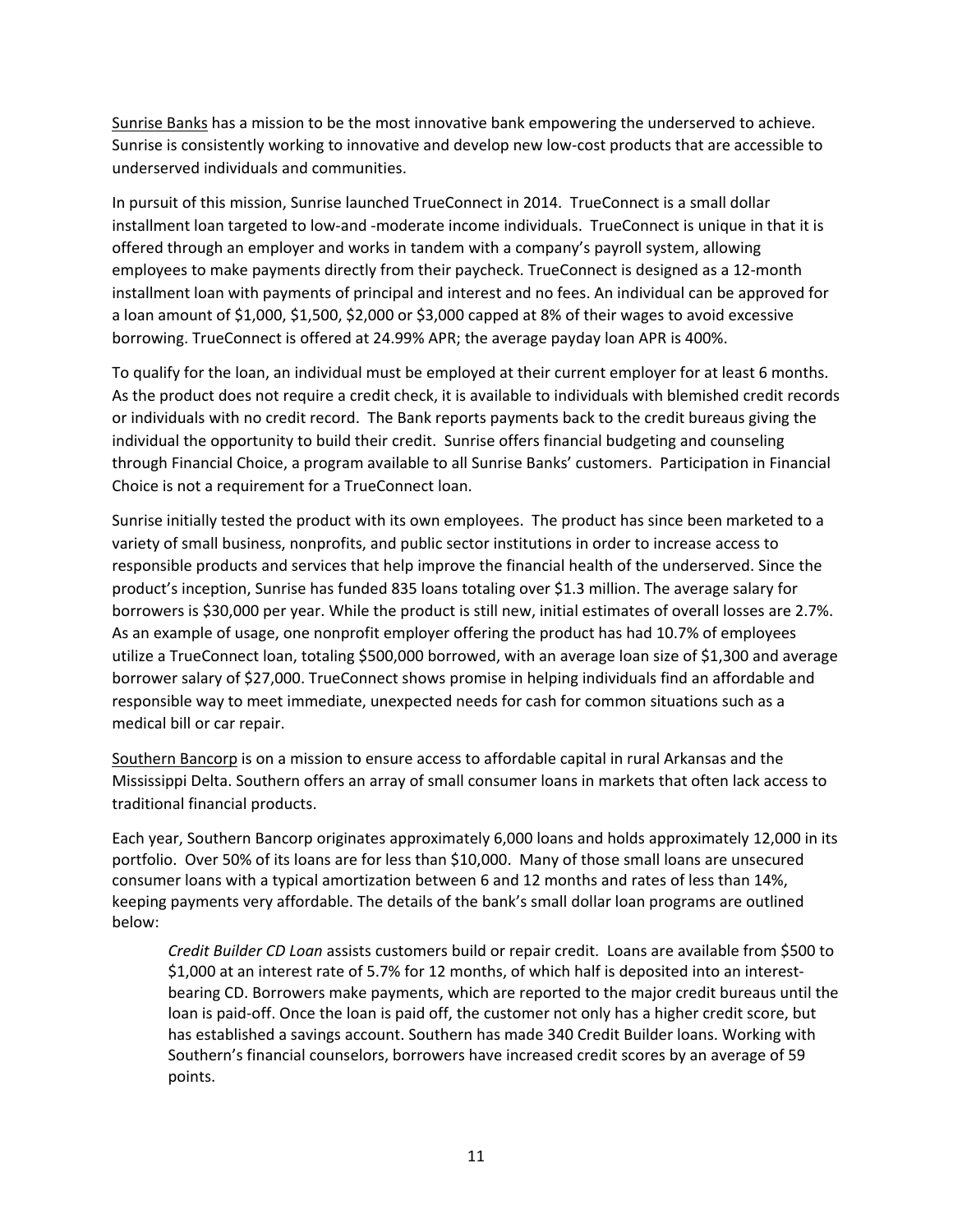Sunrise Banks has a mission to be the most innovative bank empowering the underserved to achieve. Sunrise is consistently working to innovative and develop new low-cost products that are accessible to underserved individuals and communities.

In pursuit of this mission, Sunrise launched TrueConnect in 2014. TrueConnect is a small dollar installment loan targeted to low-and -moderate income individuals. TrueConnect is unique in that it is offered through an employer and works in tandem with a company's payroll system, allowing employees to make payments directly from their paycheck. TrueConnect is designed as a 12-month installment loan with payments of principal and interest and no fees. An individual can be approved for a loan amount of $1,000, $1,500, $2,000 or $3,000 capped at 8% of their wages to avoid excessive borrowing. TrueConnect is offered at 24.99% APR; the average payday loan APR is 400%.

To qualify for the loan, an individual must be employed at their current employer for at least 6 months. As the product does not require a credit check, it is available to individuals with blemished credit records or individuals with no credit record. The Bank reports payments back to the credit bureaus giving the individual the opportunity to build their credit. Sunrise offers financial budgeting and counseling through Financial Choice, a program available to all Sunrise Banks' customers. Participation in Financial Choice is not a requirement for a TrueConnect loan.

Sunrise initially tested the product with its own employees. The product has since been marketed to a variety of small business, nonprofits, and public sector institutions in order to increase access to responsible products and services that help improve the financial health of the underserved. Since the product's inception, Sunrise has funded 835 loans totaling over $1.3 million. The average salary for borrowers is $30,000 per year. While the product is still new, initial estimates of overall losses are 2.7%. As an example of usage, one nonprofit employer offering the product has had 10.7% of employees utilize a TrueConnect loan, totaling $500,000 borrowed, with an average loan size of $1,300 and average borrower salary of $27,000. TrueConnect shows promise in helping individuals find an affordable and responsible way to meet immediate, unexpected needs for cash for common situations such as a medical bill or car repair.

Southern Bancorp is on a mission to ensure access to affordable capital in rural Arkansas and the Mississippi Delta. Southern offers an array of small consumer loans in markets that often lack access to traditional financial products.

Each year, Southern Bancorp originates approximately 6,000 loans and holds approximately 12,000 in its portfolio. Over 50% of its loans are for less than $10,000. Many of those small loans are unsecured consumer loans with a typical amortization between 6 and 12 months and rates of less than 14%, keeping payments very affordable. The details of the bank's small dollar loan programs are outlined below:

> *Credit Builder CD Loan* assists customers build or repair credit. Loans are available from $500 to $1,000 at an interest rate of 5.7% for 12 months, of which half is deposited into an interest-bearing CD. Borrowers make payments, which are reported to the major credit bureaus until the loan is paid-off. Once the loan is paid off, the customer not only has a higher credit score, but has established a savings account. Southern has made 340 Credit Builder loans. Working with Southern's financial counselors, borrowers have increased credit scores by an average of 59 points.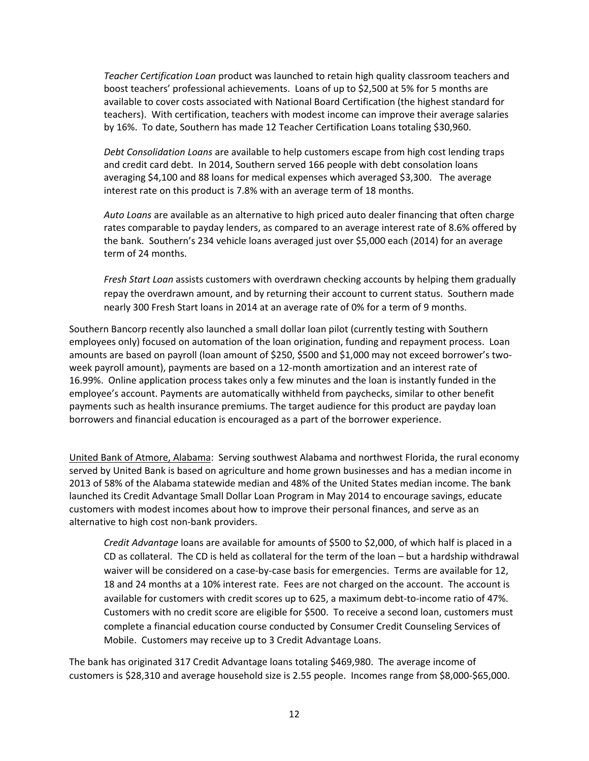*Teacher Certification Loan* product was launched to retain high quality classroom teachers and boost teachers' professional achievements. Loans of up to $2,500 at 5% for 5 months are available to cover costs associated with National Board Certification (the highest standard for teachers). With certification, teachers with modest income can improve their average salaries by 16%. To date, Southern has made 12 Teacher Certification Loans totaling $30,960.

*Debt Consolidation Loans* are available to help customers escape from high cost lending traps and credit card debt. In 2014, Southern served 166 people with debt consolation loans averaging $4,100 and 88 loans for medical expenses which averaged $3,300. The average interest rate on this product is 7.8% with an average term of 18 months.

*Auto Loans* are available as an alternative to high priced auto dealer financing that often charge rates comparable to payday lenders, as compared to an average interest rate of 8.6% offered by the bank. Southern's 234 vehicle loans averaged just over $5,000 each (2014) for an average term of 24 months.

*Fresh Start Loan* assists customers with overdrawn checking accounts by helping them gradually repay the overdrawn amount, and by returning their account to current status. Southern made nearly 300 Fresh Start loans in 2014 at an average rate of 0% for a term of 9 months.

Southern Bancorp recently also launched a small dollar loan pilot (currently testing with Southern employees only) focused on automation of the loan origination, funding and repayment process. Loan amounts are based on payroll (loan amount of $250, $500 and $1,000 may not exceed borrower's two-week payroll amount), payments are based on a 12-month amortization and an interest rate of 16.99%. Online application process takes only a few minutes and the loan is instantly funded in the employee's account. Payments are automatically withheld from paychecks, similar to other benefit payments such as health insurance premiums. The target audience for this product are payday loan borrowers and financial education is encouraged as a part of the borrower experience.

United Bank of Atmore, Alabama: Serving southwest Alabama and northwest Florida, the rural economy served by United Bank is based on agriculture and home grown businesses and has a median income in 2013 of 58% of the Alabama statewide median and 48% of the United States median income. The bank launched its Credit Advantage Small Dollar Loan Program in May 2014 to encourage savings, educate customers with modest incomes about how to improve their personal finances, and serve as an alternative to high cost non-bank providers.

*Credit Advantage* loans are available for amounts of $500 to $2,000, of which half is placed in a CD as collateral. The CD is held as collateral for the term of the loan – but a hardship withdrawal waiver will be considered on a case-by-case basis for emergencies. Terms are available for 12, 18 and 24 months at a 10% interest rate. Fees are not charged on the account. The account is available for customers with credit scores up to 625, a maximum debt-to-income ratio of 47%. Customers with no credit score are eligible for $500. To receive a second loan, customers must complete a financial education course conducted by Consumer Credit Counseling Services of Mobile. Customers may receive up to 3 Credit Advantage Loans.

The bank has originated 317 Credit Advantage loans totaling $469,980. The average income of customers is $28,310 and average household size is 2.55 people. Incomes range from $8,000-$65,000.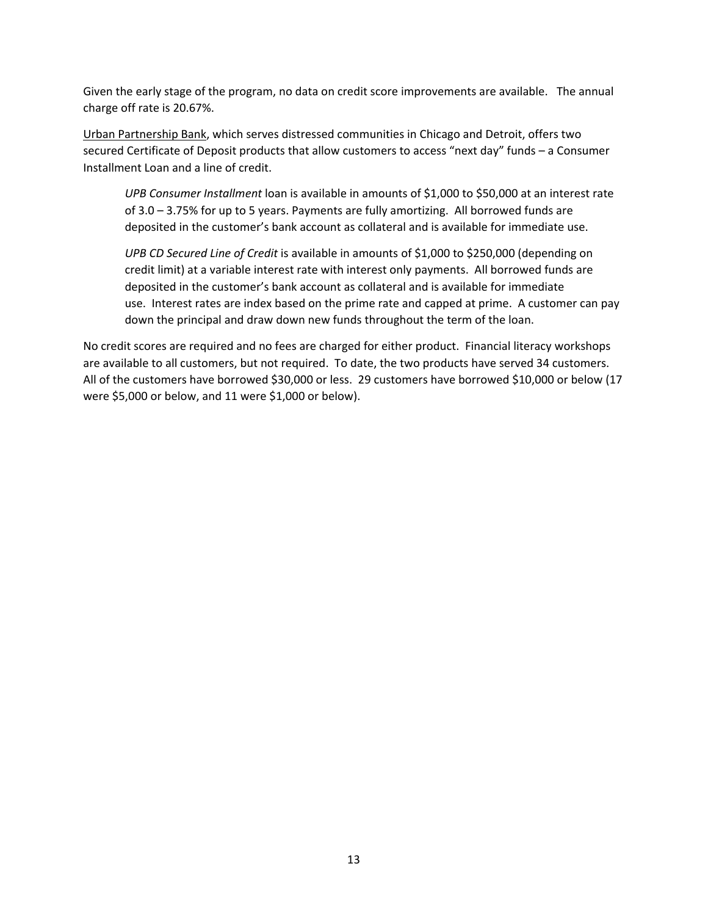Given the early stage of the program, no data on credit score improvements are available. The annual charge off rate is 20.67%.

Urban Partnership Bank, which serves distressed communities in Chicago and Detroit, offers two secured Certificate of Deposit products that allow customers to access "next day" funds – a Consumer Installment Loan and a line of credit.

> *UPB Consumer Installment* loan is available in amounts of $1,000 to $50,000 at an interest rate of 3.0 – 3.75% for up to 5 years. Payments are fully amortizing. All borrowed funds are deposited in the customer's bank account as collateral and is available for immediate use.
>
> *UPB CD Secured Line of Credit* is available in amounts of $1,000 to $250,000 (depending on credit limit) at a variable interest rate with interest only payments. All borrowed funds are deposited in the customer's bank account as collateral and is available for immediate use. Interest rates are index based on the prime rate and capped at prime. A customer can pay down the principal and draw down new funds throughout the term of the loan.

No credit scores are required and no fees are charged for either product. Financial literacy workshops are available to all customers, but not required. To date, the two products have served 34 customers. All of the customers have borrowed $30,000 or less. 29 customers have borrowed $10,000 or below (17 were $5,000 or below, and 11 were $1,000 or below).